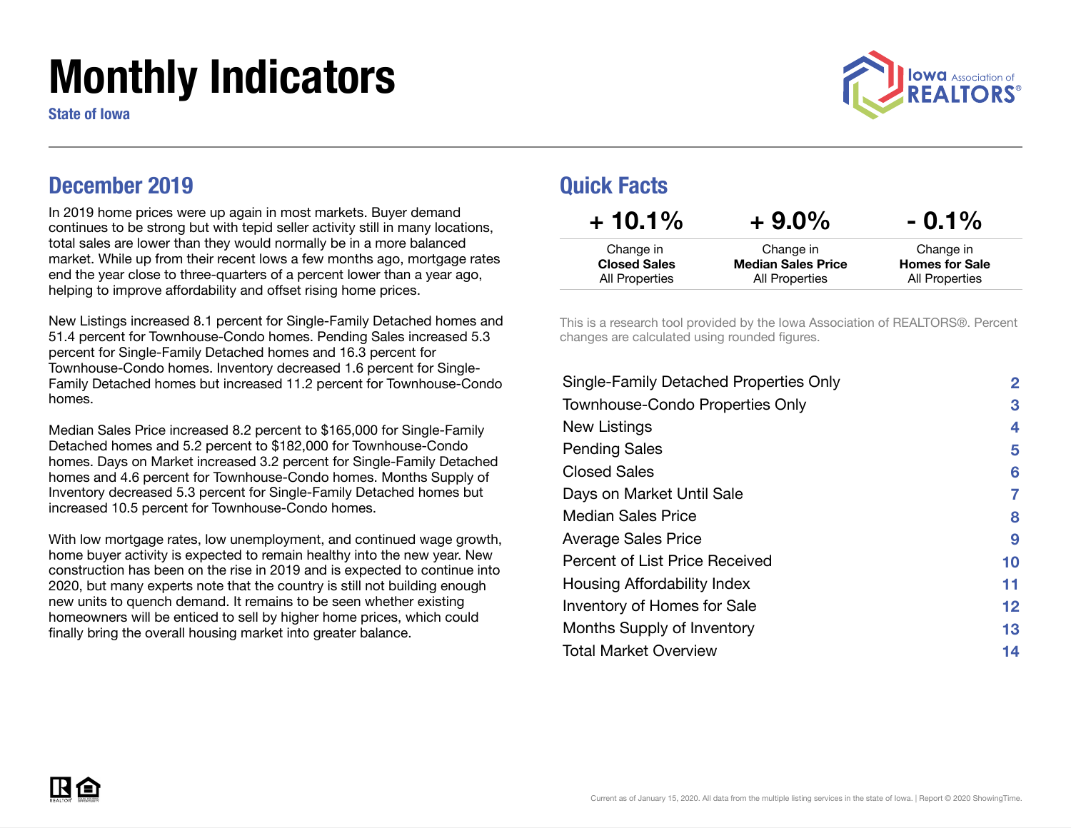# Monthly Indicators

**State of Iowa**

## December 2019

In 2019 home prices were up again in most markets. Buyer demand continues to be strong but with tepid seller activity still in many locations, total sales are lower than they would normally be in a more balanced market. While up from their recent lows a few months ago, mortgage rates end the year close to three-quarters of a percent lower than a year ago, helping to improve affordability and offset rising home prices.

New Listings increased 8.1 percent for Single-Family Detached homes and 51.4 percent for Townhouse-Condo homes. Pending Sales increased 5.3 percent for Single-Family Detached homes and 16.3 percent for Townhouse-Condo homes. Inventory decreased 1.6 percent for Single-Family Detached homes but increased 11.2 percent for Townhouse-Condo homes.

Median Sales Price increased 8.2 percent to $165,000 for Single-Family Detached homes and 5.2 percent to $182,000 for Townhouse-Condo homes. Days on Market increased 3.2 percent for Single-Family Detached homes and 4.6 percent for Townhouse-Condo homes. Months Supply of Inventory decreased 5.3 percent for Single-Family Detached homes but increased 10.5 percent for Townhouse-Condo homes.

With low mortgage rates, low unemployment, and continued wage growth, home buyer activity is expected to remain healthy into the new year. New construction has been on the rise in 2019 and is expected to continue into 2020, but many experts note that the country is still not building enough new units to quench demand. It remains to be seen whether existing homeowners will be enticed to sell by higher home prices, which could finally bring the overall housing market into greater balance.

## Quick Facts

| + 10.1% | + 9.0% | - 0.1% |
|---|---|---|
| Change in **Closed Sales** All Properties | Change in **Median Sales Price** All Properties | Change in **Homes for Sale** All Properties |

This is a research tool provided by the Iowa Association of REALTORS®. Percent changes are calculated using rounded figures.

| | |
|---|---|
| Single-Family Detached Properties Only | 2 |
| Townhouse-Condo Properties Only | 3 |
| New Listings | 4 |
| Pending Sales | 5 |
| Closed Sales | 6 |
| Days on Market Until Sale | 7 |
| Median Sales Price | 8 |
| Average Sales Price | 9 |
| Percent of List Price Received | 10 |
| Housing Affordability Index | 11 |
| Inventory of Homes for Sale | 12 |
| Months Supply of Inventory | 13 |
| Total Market Overview | 14 |

Current as of January 15, 2020. All data from the multiple listing services in the state of Iowa. | Report © 2020 ShowingTime.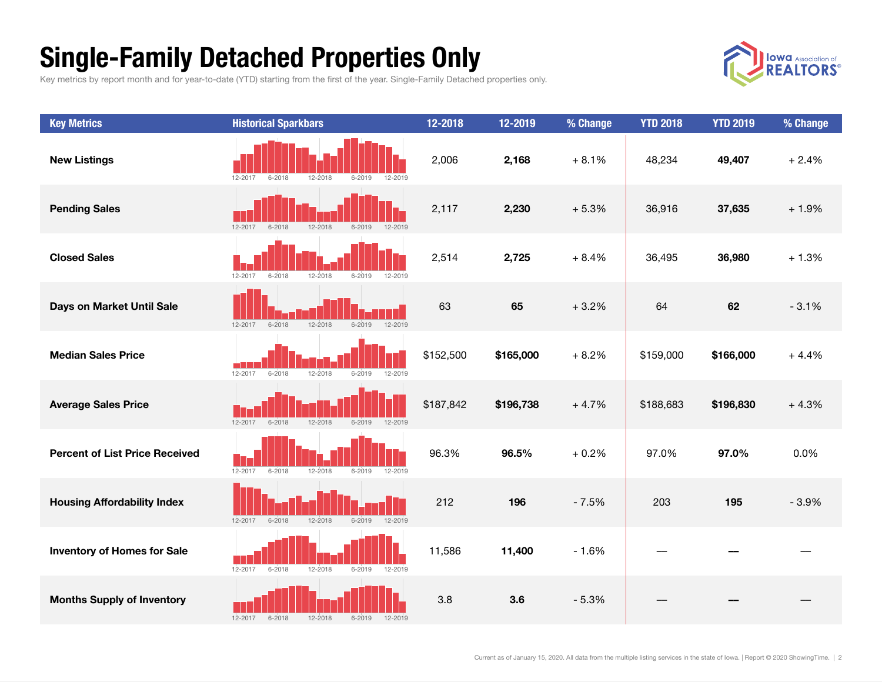# Single-Family Detached Properties Only

Key metrics by report month and for year-to-date (YTD) starting from the first of the year. Single-Family Detached properties only.

| Key Metrics | Historical Sparkbars | 12-2018 | 12-2019 | % Change | YTD 2018 | YTD 2019 | % Change |
|---|---|---|---|---|---|---|---|
| New Listings | 12-2017 6-2018 12-2018 6-2019 12-2019 | 2,006 | **2,168** | + 8.1% | 48,234 | **49,407** | + 2.4% |
| Pending Sales | 12-2017 6-2018 12-2018 6-2019 12-2019 | 2,117 | **2,230** | + 5.3% | 36,916 | **37,635** | + 1.9% |
| Closed Sales | 12-2017 6-2018 12-2018 6-2019 12-2019 | 2,514 | **2,725** | + 8.4% | 36,495 | **36,980** | + 1.3% |
| Days on Market Until Sale | 12-2017 6-2018 12-2018 6-2019 12-2019 | 63 | **65** | + 3.2% | 64 | **62** | - 3.1% |
| Median Sales Price | 12-2017 6-2018 12-2018 6-2019 12-2019 | $152,500 | **$165,000** | + 8.2% | $159,000 | **$166,000** | + 4.4% |
| Average Sales Price | 12-2017 6-2018 12-2018 6-2019 12-2019 | $187,842 | **$196,738** | + 4.7% | $188,683 | **$196,830** | + 4.3% |
| Percent of List Price Received | 12-2017 6-2018 12-2018 6-2019 12-2019 | 96.3% | **96.5%** | + 0.2% | 97.0% | **97.0%** | 0.0% |
| Housing Affordability Index | 12-2017 6-2018 12-2018 6-2019 12-2019 | 212 | **196** | - 7.5% | 203 | **195** | - 3.9% |
| Inventory of Homes for Sale | 12-2017 6-2018 12-2018 6-2019 12-2019 | 11,586 | **11,400** | - 1.6% | — | **—** | — |
| Months Supply of Inventory | 12-2017 6-2018 12-2018 6-2019 12-2019 | 3.8 | **3.6** | - 5.3% | — | **—** | — |

Current as of January 15, 2020. All data from the multiple listing services in the state of Iowa. | Report © 2020 ShowingTime.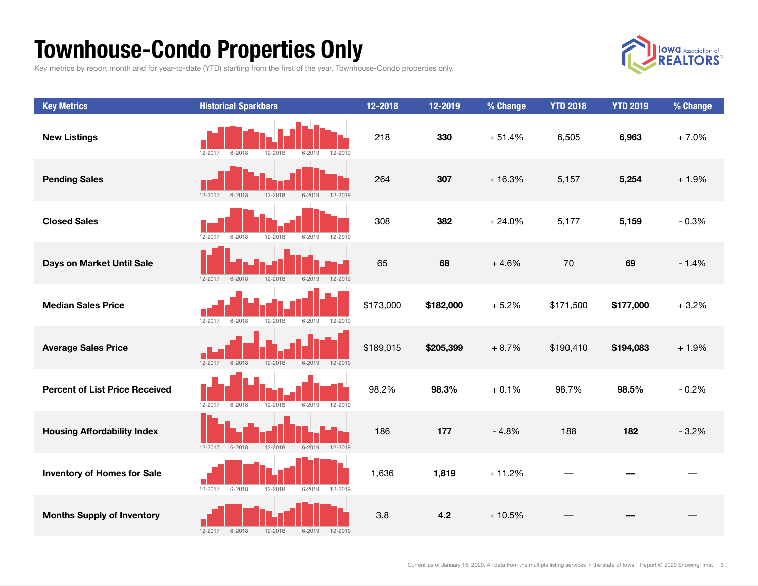# Townhouse-Condo Properties Only

Key metrics by report month and for year-to-date (YTD) starting from the first of the year. Townhouse-Condo properties only.

| Key Metrics | Historical Sparkbars | 12-2018 | 12-2019 | % Change | YTD 2018 | YTD 2019 | % Change |
|---|---|---|---|---|---|---|---|
| New Listings | 12-2017 6-2018 12-2018 6-2019 12-2019 | 218 | **330** | + 51.4% | 6,505 | **6,963** | + 7.0% |
| Pending Sales | 12-2017 6-2018 12-2018 6-2019 12-2019 | 264 | **307** | + 16.3% | 5,157 | **5,254** | + 1.9% |
| Closed Sales | 12-2017 6-2018 12-2018 6-2019 12-2019 | 308 | **382** | + 24.0% | 5,177 | **5,159** | - 0.3% |
| Days on Market Until Sale | 12-2017 6-2018 12-2018 6-2019 12-2019 | 65 | **68** | + 4.6% | 70 | **69** | - 1.4% |
| Median Sales Price | 12-2017 6-2018 12-2018 6-2019 12-2019 | $173,000 | **$182,000** | + 5.2% | $171,500 | **$177,000** | + 3.2% |
| Average Sales Price | 12-2017 6-2018 12-2018 6-2019 12-2019 | $189,015 | **$205,399** | + 8.7% | $190,410 | **$194,083** | + 1.9% |
| Percent of List Price Received | 12-2017 6-2018 12-2018 6-2019 12-2019 | 98.2% | **98.3%** | + 0.1% | 98.7% | **98.5%** | - 0.2% |
| Housing Affordability Index | 12-2017 6-2018 12-2018 6-2019 12-2019 | 186 | **177** | - 4.8% | 188 | **182** | - 3.2% |
| Inventory of Homes for Sale | 12-2017 6-2018 12-2018 6-2019 12-2019 | 1,636 | **1,819** | + 11.2% | — | **—** | — |
| Months Supply of Inventory | 12-2017 6-2018 12-2018 6-2019 12-2019 | 3.8 | **4.2** | + 10.5% | — | **—** | — |

Current as of January 15, 2020. All data from the multiple listing services in the state of Iowa. | Report © 2020 ShowingTime.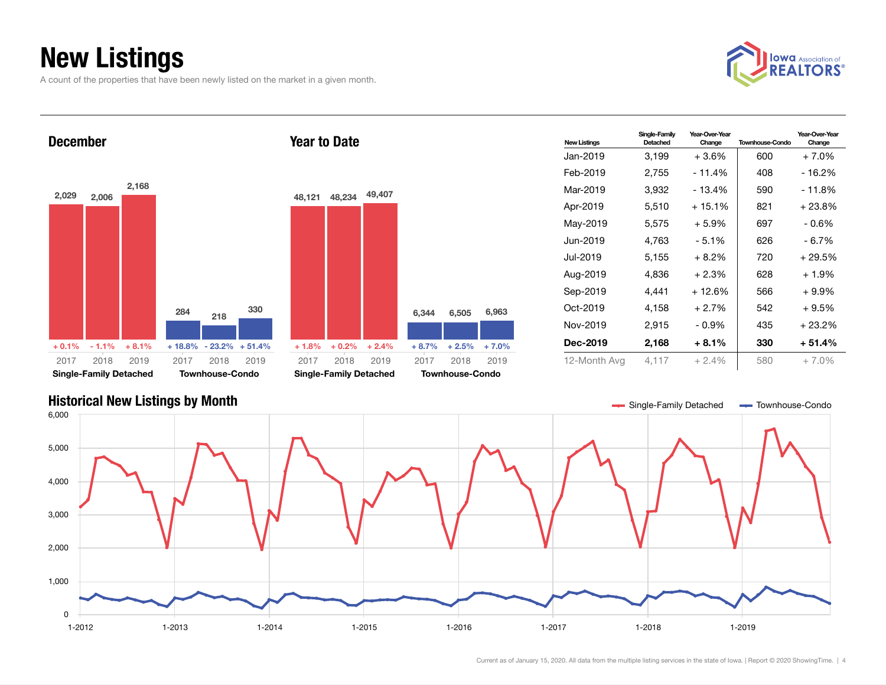# New Listings

A count of the properties that have been newly listed on the market in a given month.

## December

| | 2017 | 2018 | 2019 |
|---|---|---|---|
| Single-Family Detached | 2,029 | 2,006 | 2,168 |
| Change | + 0.1% | - 1.1% | + 8.1% |
| Townhouse-Condo | 284 | 218 | 330 |
| Change | + 18.8% | - 23.2% | + 51.4% |

## Year to Date

| | 2017 | 2018 | 2019 |
|---|---|---|---|
| Single-Family Detached | 48,121 | 48,234 | 49,407 |
| Change | + 1.8% | + 0.2% | + 2.4% |
| Townhouse-Condo | 6,344 | 6,505 | 6,963 |
| Change | + 8.7% | + 2.5% | + 7.0% |

| New Listings | Single-Family Detached | Year-Over-Year Change | Townhouse-Condo | Year-Over-Year Change |
|---|---|---|---|---|
| Jan-2019 | 3,199 | + 3.6% | 600 | + 7.0% |
| Feb-2019 | 2,755 | - 11.4% | 408 | - 16.2% |
| Mar-2019 | 3,932 | - 13.4% | 590 | - 11.8% |
| Apr-2019 | 5,510 | + 15.1% | 821 | + 23.8% |
| May-2019 | 5,575 | + 5.9% | 697 | - 0.6% |
| Jun-2019 | 4,763 | - 5.1% | 626 | - 6.7% |
| Jul-2019 | 5,155 | + 8.2% | 720 | + 29.5% |
| Aug-2019 | 4,836 | + 2.3% | 628 | + 1.9% |
| Sep-2019 | 4,441 | + 12.6% | 566 | + 9.9% |
| Oct-2019 | 4,158 | + 2.7% | 542 | + 9.5% |
| Nov-2019 | 2,915 | - 0.9% | 435 | + 23.2% |
| **Dec-2019** | **2,168** | **+ 8.1%** | **330** | **+ 51.4%** |
| 12-Month Avg | 4,117 | + 2.4% | 580 | + 7.0% |

## Historical New Listings by Month

Single-Family Detached — Townhouse-Condo

Current as of January 15, 2020. All data from the multiple listing services in the state of Iowa. | Report © 2020 ShowingTime.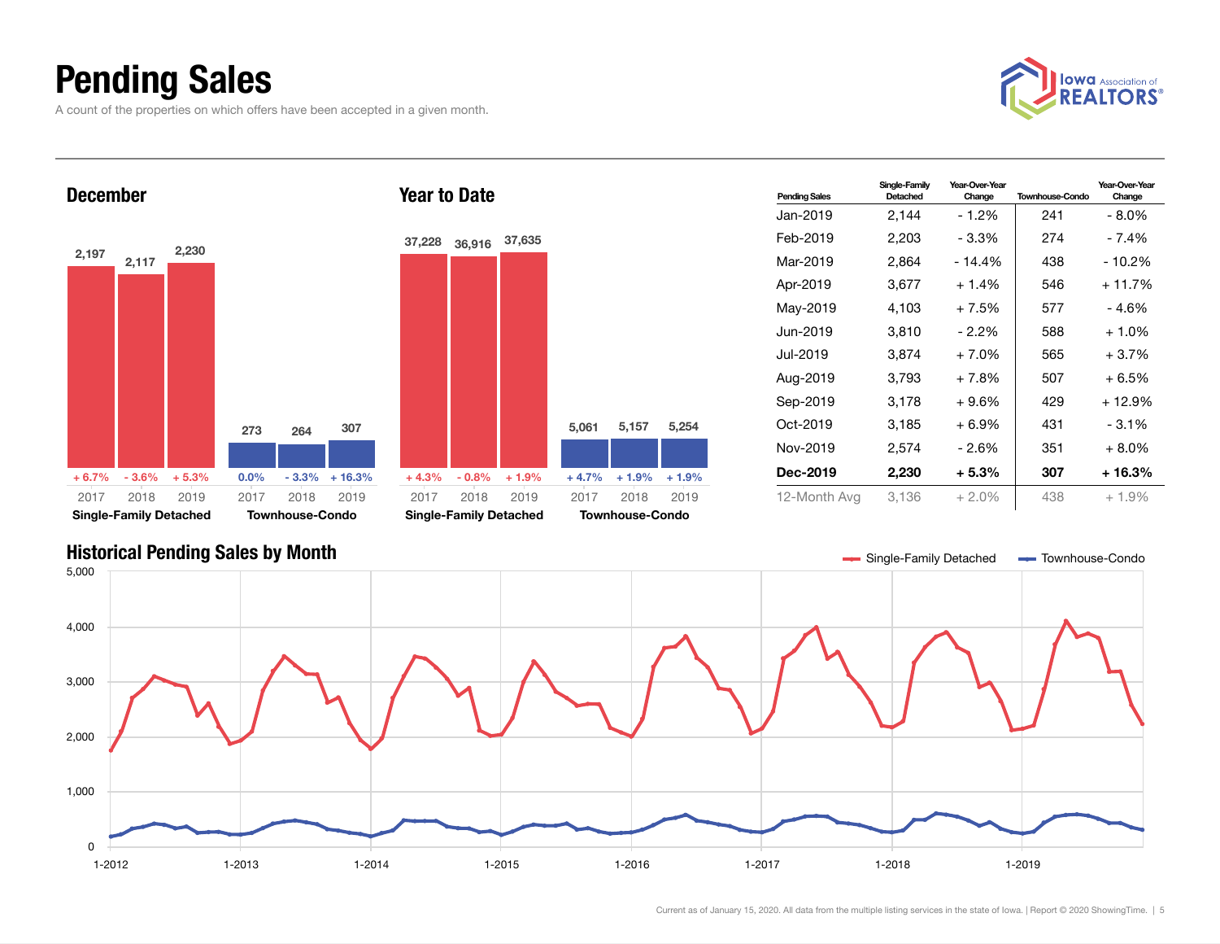# Pending Sales

A count of the properties on which offers have been accepted in a given month.

## December

| | 2017 | 2018 | 2019 |
|---|---|---|---|
| Single-Family Detached | 2,197 | 2,117 | 2,230 |
| Change | + 6.7% | - 3.6% | + 5.3% |
| Townhouse-Condo | 273 | 264 | 307 |
| Change | 0.0% | - 3.3% | + 16.3% |

## Year to Date

| | 2017 | 2018 | 2019 |
|---|---|---|---|
| Single-Family Detached | 37,228 | 36,916 | 37,635 |
| Change | + 4.3% | - 0.8% | + 1.9% |
| Townhouse-Condo | 5,061 | 5,157 | 5,254 |
| Change | + 4.7% | + 1.9% | + 1.9% |

| Pending Sales | Single-Family Detached | Year-Over-Year Change | Townhouse-Condo | Year-Over-Year Change |
|---|---|---|---|---|
| Jan-2019 | 2,144 | - 1.2% | 241 | - 8.0% |
| Feb-2019 | 2,203 | - 3.3% | 274 | - 7.4% |
| Mar-2019 | 2,864 | - 14.4% | 438 | - 10.2% |
| Apr-2019 | 3,677 | + 1.4% | 546 | + 11.7% |
| May-2019 | 4,103 | + 7.5% | 577 | - 4.6% |
| Jun-2019 | 3,810 | - 2.2% | 588 | + 1.0% |
| Jul-2019 | 3,874 | + 7.0% | 565 | + 3.7% |
| Aug-2019 | 3,793 | + 7.8% | 507 | + 6.5% |
| Sep-2019 | 3,178 | + 9.6% | 429 | + 12.9% |
| Oct-2019 | 3,185 | + 6.9% | 431 | - 3.1% |
| Nov-2019 | 2,574 | - 2.6% | 351 | + 8.0% |
| **Dec-2019** | **2,230** | **+ 5.3%** | **307** | **+ 16.3%** |
| 12-Month Avg | 3,136 | + 2.0% | 438 | + 1.9% |

## Historical Pending Sales by Month

Single-Family Detached — Townhouse-Condo

Current as of January 15, 2020. All data from the multiple listing services in the state of Iowa. | Report © 2020 ShowingTime.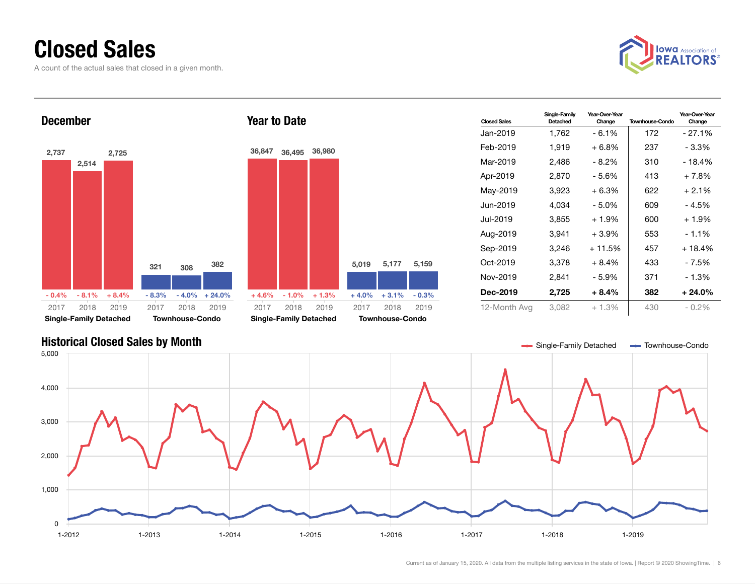# Closed Sales

A count of the actual sales that closed in a given month.

## December

| | 2017 | 2018 | 2019 |
|---|---|---|---|
| Single-Family Detached | 2,737 | 2,514 | 2,725 |
| Year-Over-Year Change | - 0.4% | - 8.1% | + 8.4% |
| Townhouse-Condo | 321 | 308 | 382 |
| Year-Over-Year Change | - 8.3% | - 4.0% | + 24.0% |

## Year to Date

| | 2017 | 2018 | 2019 |
|---|---|---|---|
| Single-Family Detached | 36,847 | 36,495 | 36,980 |
| Year-Over-Year Change | + 4.6% | - 1.0% | + 1.3% |
| Townhouse-Condo | 5,019 | 5,177 | 5,159 |
| Year-Over-Year Change | + 4.0% | + 3.1% | - 0.3% |

| Closed Sales | Single-Family Detached | Year-Over-Year Change | Townhouse-Condo | Year-Over-Year Change |
|---|---|---|---|---|
| Jan-2019 | 1,762 | - 6.1% | 172 | - 27.1% |
| Feb-2019 | 1,919 | + 6.8% | 237 | - 3.3% |
| Mar-2019 | 2,486 | - 8.2% | 310 | - 18.4% |
| Apr-2019 | 2,870 | - 5.6% | 413 | + 7.8% |
| May-2019 | 3,923 | + 6.3% | 622 | + 2.1% |
| Jun-2019 | 4,034 | - 5.0% | 609 | - 4.5% |
| Jul-2019 | 3,855 | + 1.9% | 600 | + 1.9% |
| Aug-2019 | 3,941 | + 3.9% | 553 | - 1.1% |
| Sep-2019 | 3,246 | + 11.5% | 457 | + 18.4% |
| Oct-2019 | 3,378 | + 8.4% | 433 | - 7.5% |
| Nov-2019 | 2,841 | - 5.9% | 371 | - 1.3% |
| **Dec-2019** | **2,725** | **+ 8.4%** | **382** | **+ 24.0%** |
| 12-Month Avg | 3,082 | + 1.3% | 430 | - 0.2% |

## Historical Closed Sales by Month

Single-Family Detached — Townhouse-Condo

Current as of January 15, 2020. All data from the multiple listing services in the state of Iowa. | Report © 2020 ShowingTime.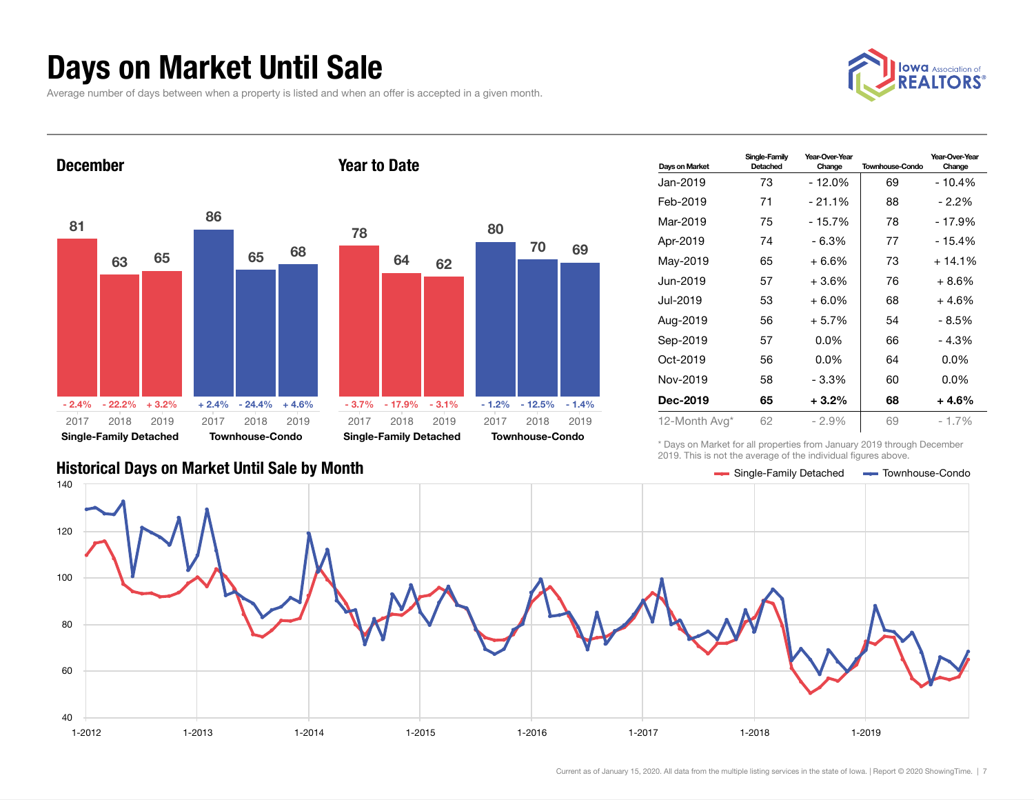# Days on Market Until Sale

Average number of days between when a property is listed and when an offer is accepted in a given month.

## December

| | 2017 | 2018 | 2019 |
|---|---|---|---|
| Single-Family Detached | 81 | 63 | 65 |
| Change | - 2.4% | - 22.2% | + 3.2% |
| Townhouse-Condo | 86 | 65 | 68 |
| Change | + 2.4% | - 24.4% | + 4.6% |

## Year to Date

| | 2017 | 2018 | 2019 |
|---|---|---|---|
| Single-Family Detached | 78 | 64 | 62 |
| Change | - 3.7% | - 17.9% | - 3.1% |
| Townhouse-Condo | 80 | 70 | 69 |
| Change | - 1.2% | - 12.5% | - 1.4% |

| Days on Market | Single-Family Detached | Year-Over-Year Change | Townhouse-Condo | Year-Over-Year Change |
|---|---|---|---|---|
| Jan-2019 | 73 | - 12.0% | 69 | - 10.4% |
| Feb-2019 | 71 | - 21.1% | 88 | - 2.2% |
| Mar-2019 | 75 | - 15.7% | 78 | - 17.9% |
| Apr-2019 | 74 | - 6.3% | 77 | - 15.4% |
| May-2019 | 65 | + 6.6% | 73 | + 14.1% |
| Jun-2019 | 57 | + 3.6% | 76 | + 8.6% |
| Jul-2019 | 53 | + 6.0% | 68 | + 4.6% |
| Aug-2019 | 56 | + 5.7% | 54 | - 8.5% |
| Sep-2019 | 57 | 0.0% | 66 | - 4.3% |
| Oct-2019 | 56 | 0.0% | 64 | 0.0% |
| Nov-2019 | 58 | - 3.3% | 60 | 0.0% |
| **Dec-2019** | **65** | **+ 3.2%** | **68** | **+ 4.6%** |
| 12-Month Avg* | 62 | - 2.9% | 69 | - 1.7% |

\* Days on Market for all properties from January 2019 through December 2019. This is not the average of the individual figures above.

## Historical Days on Market Until Sale by Month

Single-Family Detached — Townhouse-Condo

Current as of January 15, 2020. All data from the multiple listing services in the state of Iowa. | Report © 2020 ShowingTime.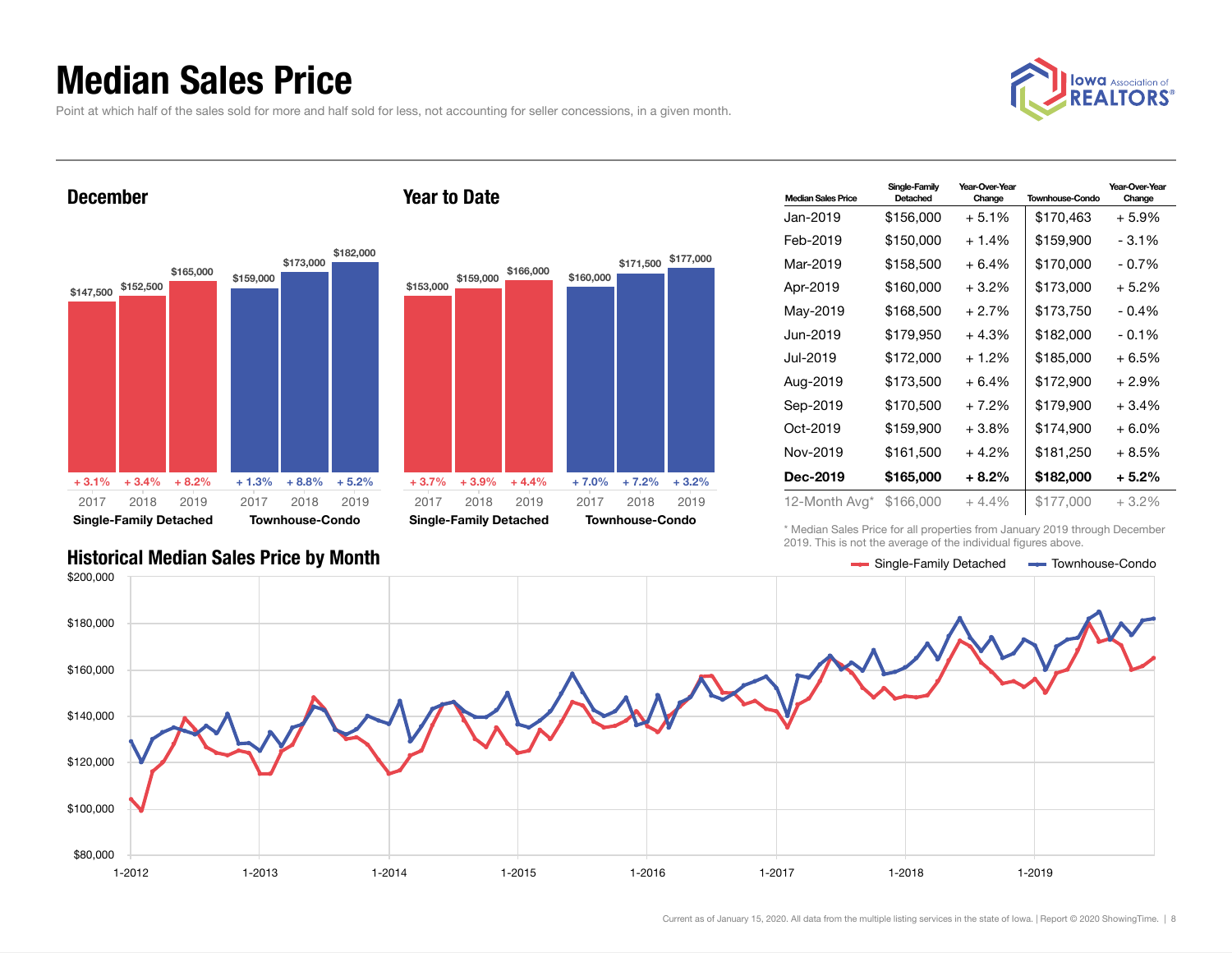# Median Sales Price

Point at which half of the sales sold for more and half sold for less, not accounting for seller concessions, in a given month.

## December

| | 2017 | 2018 | 2019 |
|---|---|---|---|
| Single-Family Detached | $147,500 (+ 3.1%) | $152,500 (+ 3.4%) | $165,000 (+ 8.2%) |
| Townhouse-Condo | $159,000 (+ 1.3%) | $173,000 (+ 8.8%) | $182,000 (+ 5.2%) |

## Year to Date

| | 2017 | 2018 | 2019 |
|---|---|---|---|
| Single-Family Detached | $153,000 (+ 3.7%) | $159,000 (+ 3.9%) | $166,000 (+ 4.4%) |
| Townhouse-Condo | $160,000 (+ 7.0%) | $171,500 (+ 7.2%) | $177,000 (+ 3.2%) |

| Median Sales Price | Single-Family Detached | Year-Over-Year Change | Townhouse-Condo | Year-Over-Year Change |
|---|---|---|---|---|
| Jan-2019 | $156,000 | + 5.1% | $170,463 | + 5.9% |
| Feb-2019 | $150,000 | + 1.4% | $159,900 | - 3.1% |
| Mar-2019 | $158,500 | + 6.4% | $170,000 | - 0.7% |
| Apr-2019 | $160,000 | + 3.2% | $173,000 | + 5.2% |
| May-2019 | $168,500 | + 2.7% | $173,750 | - 0.4% |
| Jun-2019 | $179,950 | + 4.3% | $182,000 | - 0.1% |
| Jul-2019 | $172,000 | + 1.2% | $185,000 | + 6.5% |
| Aug-2019 | $173,500 | + 6.4% | $172,900 | + 2.9% |
| Sep-2019 | $170,500 | + 7.2% | $179,900 | + 3.4% |
| Oct-2019 | $159,900 | + 3.8% | $174,900 | + 6.0% |
| Nov-2019 | $161,500 | + 4.2% | $181,250 | + 8.5% |
| **Dec-2019** | **$165,000** | **+ 8.2%** | **$182,000** | **+ 5.2%** |
| 12-Month Avg* | $166,000 | + 4.4% | $177,000 | + 3.2% |

\* Median Sales Price for all properties from January 2019 through December 2019. This is not the average of the individual figures above.

## Historical Median Sales Price by Month

Single-Family Detached — Townhouse-Condo

Current as of January 15, 2020. All data from the multiple listing services in the state of Iowa. | Report © 2020 ShowingTime.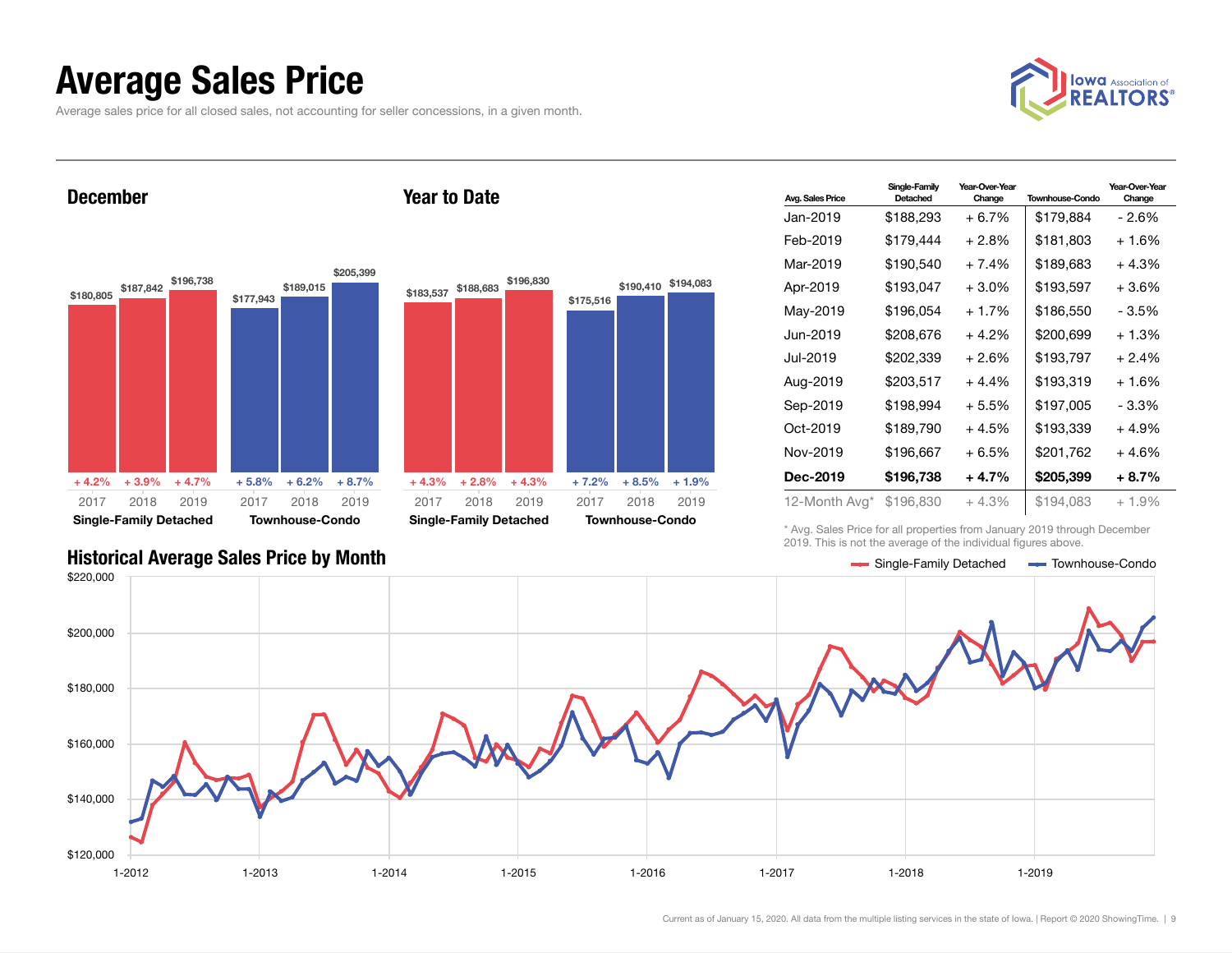# Average Sales Price

Average sales price for all closed sales, not accounting for seller concessions, in a given month.

## December

| | 2017 | 2018 | 2019 |
|---|---|---|---|
| Single-Family Detached | $180,805 (+ 4.2%) | $187,842 (+ 3.9%) | $196,738 (+ 4.7%) |
| Townhouse-Condo | $177,943 (+ 5.8%) | $189,015 (+ 6.2%) | $205,399 (+ 8.7%) |

## Year to Date

| | 2017 | 2018 | 2019 |
|---|---|---|---|
| Single-Family Detached | $183,537 (+ 4.3%) | $188,683 (+ 2.8%) | $196,830 (+ 4.3%) |
| Townhouse-Condo | $175,516 (+ 7.2%) | $190,410 (+ 8.5%) | $194,083 (+ 1.9%) |

| Avg. Sales Price | Single-Family Detached | Year-Over-Year Change | Townhouse-Condo | Year-Over-Year Change |
|---|---|---|---|---|
| Jan-2019 | $188,293 | + 6.7% | $179,884 | - 2.6% |
| Feb-2019 | $179,444 | + 2.8% | $181,803 | + 1.6% |
| Mar-2019 | $190,540 | + 7.4% | $189,683 | + 4.3% |
| Apr-2019 | $193,047 | + 3.0% | $193,597 | + 3.6% |
| May-2019 | $196,054 | + 1.7% | $186,550 | - 3.5% |
| Jun-2019 | $208,676 | + 4.2% | $200,699 | + 1.3% |
| Jul-2019 | $202,339 | + 2.6% | $193,797 | + 2.4% |
| Aug-2019 | $203,517 | + 4.4% | $193,319 | + 1.6% |
| Sep-2019 | $198,994 | + 5.5% | $197,005 | - 3.3% |
| Oct-2019 | $189,790 | + 4.5% | $193,339 | + 4.9% |
| Nov-2019 | $196,667 | + 6.5% | $201,762 | + 4.6% |
| **Dec-2019** | **$196,738** | **+ 4.7%** | **$205,399** | **+ 8.7%** |
| 12-Month Avg* | $196,830 | + 4.3% | $194,083 | + 1.9% |

\* Avg. Sales Price for all properties from January 2019 through December 2019. This is not the average of the individual figures above.

## Historical Average Sales Price by Month

Single-Family Detached — Townhouse-Condo

Current as of January 15, 2020. All data from the multiple listing services in the state of Iowa. | Report © 2020 ShowingTime.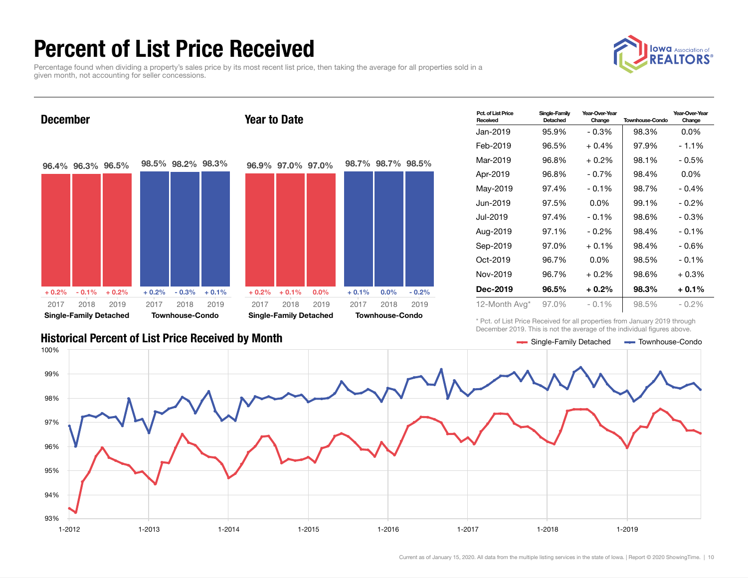# Percent of List Price Received

Percentage found when dividing a property's sales price by its most recent list price, then taking the average for all properties sold in a given month, not accounting for seller concessions.

## December

| | 2017 | 2018 | 2019 |
|---|---|---|---|
| Single-Family Detached | 96.4% | 96.3% | 96.5% |
| Change | + 0.2% | - 0.1% | + 0.2% |
| Townhouse-Condo | 98.5% | 98.2% | 98.3% |
| Change | + 0.2% | - 0.3% | + 0.1% |

## Year to Date

| | 2017 | 2018 | 2019 |
|---|---|---|---|
| Single-Family Detached | 96.9% | 97.0% | 97.0% |
| Change | + 0.2% | + 0.1% | 0.0% |
| Townhouse-Condo | 98.7% | 98.7% | 98.5% |
| Change | + 0.1% | 0.0% | - 0.2% |

| Pct. of List Price Received | Single-Family Detached | Year-Over-Year Change | Townhouse-Condo | Year-Over-Year Change |
|---|---|---|---|---|
| Jan-2019 | 95.9% | - 0.3% | 98.3% | 0.0% |
| Feb-2019 | 96.5% | + 0.4% | 97.9% | - 1.1% |
| Mar-2019 | 96.8% | + 0.2% | 98.1% | - 0.5% |
| Apr-2019 | 96.8% | - 0.7% | 98.4% | 0.0% |
| May-2019 | 97.4% | - 0.1% | 98.7% | - 0.4% |
| Jun-2019 | 97.5% | 0.0% | 99.1% | - 0.2% |
| Jul-2019 | 97.4% | - 0.1% | 98.6% | - 0.3% |
| Aug-2019 | 97.1% | - 0.2% | 98.4% | - 0.1% |
| Sep-2019 | 97.0% | + 0.1% | 98.4% | - 0.6% |
| Oct-2019 | 96.7% | 0.0% | 98.5% | - 0.1% |
| Nov-2019 | 96.7% | + 0.2% | 98.6% | + 0.3% |
| **Dec-2019** | **96.5%** | **+ 0.2%** | **98.3%** | **+ 0.1%** |
| 12-Month Avg* | 97.0% | - 0.1% | 98.5% | - 0.2% |

\* Pct. of List Price Received for all properties from January 2019 through December 2019. This is not the average of the individual figures above.

## Historical Percent of List Price Received by Month

Single-Family Detached — Townhouse-Condo

Current as of January 15, 2020. All data from the multiple listing services in the state of Iowa. | Report © 2020 ShowingTime.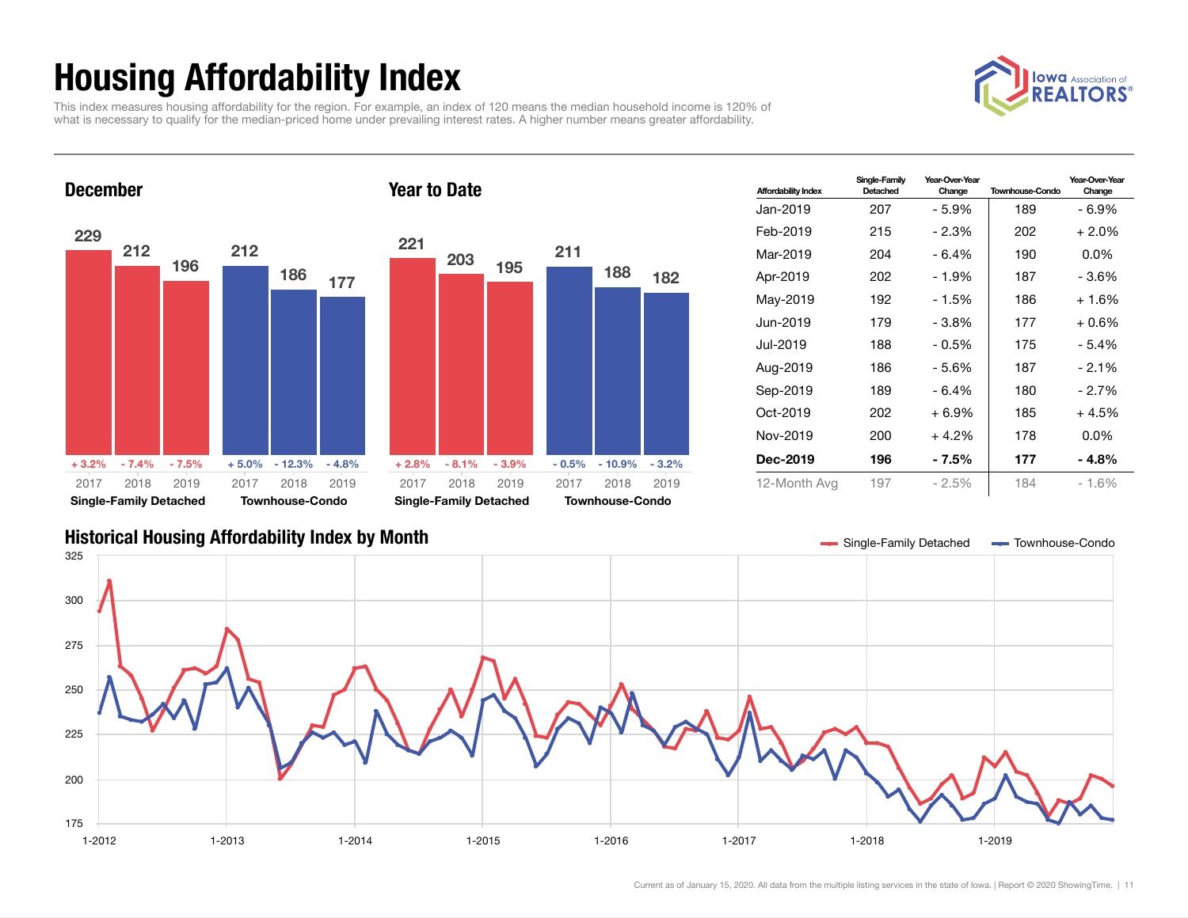# Housing Affordability Index

This index measures housing affordability for the region. For example, an index of 120 means the median household income is 120% of what is necessary to qualify for the median-priced home under prevailing interest rates. A higher number means greater affordability.

### December

| | 2017 | 2018 | 2019 |
|---|---|---|---|
| Single-Family Detached | 229 (+ 3.2%) | 212 (- 7.4%) | 196 (- 7.5%) |
| Townhouse-Condo | 212 (+ 5.0%) | 186 (- 12.3%) | 177 (- 4.8%) |

### Year to Date

| | 2017 | 2018 | 2019 |
|---|---|---|---|
| Single-Family Detached | 221 (+ 2.8%) | 203 (- 8.1%) | 195 (- 3.9%) |
| Townhouse-Condo | 211 (- 0.5%) | 188 (- 10.9%) | 182 (- 3.2%) |

| Affordability Index | Single-Family Detached | Year-Over-Year Change | Townhouse-Condo | Year-Over-Year Change |
|---|---|---|---|---|
| Jan-2019 | 207 | - 5.9% | 189 | - 6.9% |
| Feb-2019 | 215 | - 2.3% | 202 | + 2.0% |
| Mar-2019 | 204 | - 6.4% | 190 | 0.0% |
| Apr-2019 | 202 | - 1.9% | 187 | - 3.6% |
| May-2019 | 192 | - 1.5% | 186 | + 1.6% |
| Jun-2019 | 179 | - 3.8% | 177 | + 0.6% |
| Jul-2019 | 188 | - 0.5% | 175 | - 5.4% |
| Aug-2019 | 186 | - 5.6% | 187 | - 2.1% |
| Sep-2019 | 189 | - 6.4% | 180 | - 2.7% |
| Oct-2019 | 202 | + 6.9% | 185 | + 4.5% |
| Nov-2019 | 200 | + 4.2% | 178 | 0.0% |
| **Dec-2019** | **196** | **- 7.5%** | **177** | **- 4.8%** |
| 12-Month Avg | 197 | - 2.5% | 184 | - 1.6% |

### Historical Housing Affordability Index by Month

Single-Family Detached — Townhouse-Condo

Current as of January 15, 2020. All data from the multiple listing services in the state of Iowa. | Report © 2020 ShowingTime.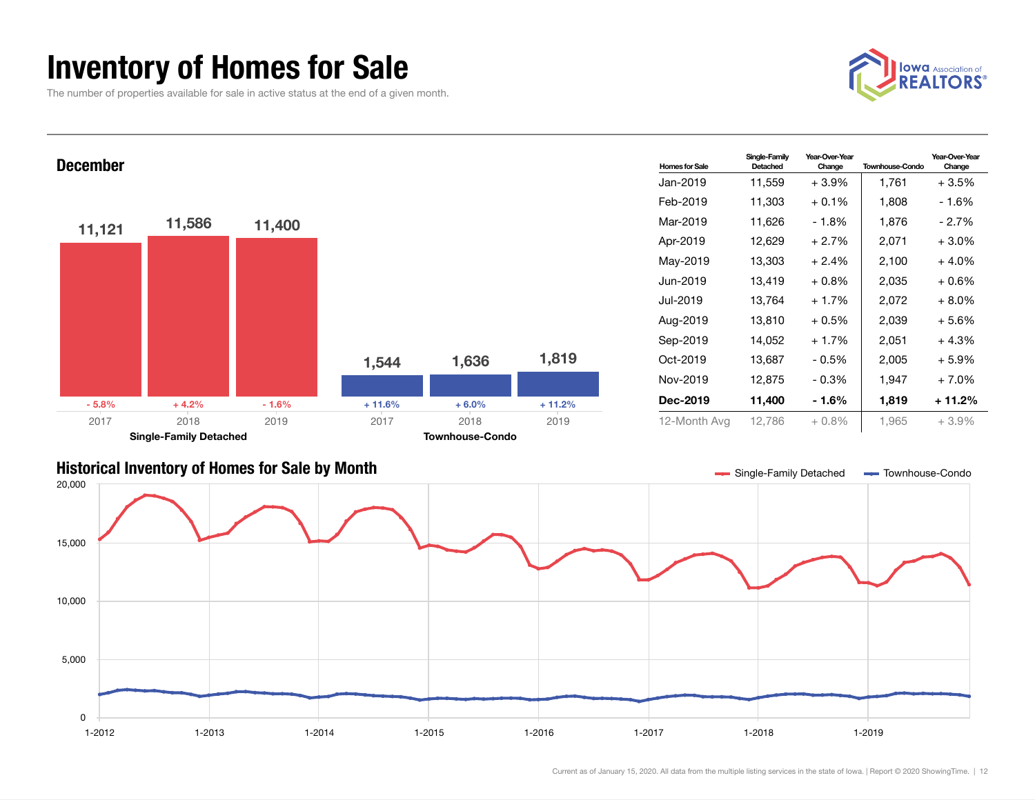# Inventory of Homes for Sale

The number of properties available for sale in active status at the end of a given month.

## December

| | 2017 | 2018 | 2019 |
|---|---|---|---|
| Single-Family Detached | 11,121 | 11,586 | 11,400 |
| Change | - 5.8% | + 4.2% | - 1.6% |
| Townhouse-Condo | 1,544 | 1,636 | 1,819 |
| Change | + 11.6% | + 6.0% | + 11.2% |

| Homes for Sale | Single-Family Detached | Year-Over-Year Change | Townhouse-Condo | Year-Over-Year Change |
|---|---|---|---|---|
| Jan-2019 | 11,559 | + 3.9% | 1,761 | + 3.5% |
| Feb-2019 | 11,303 | + 0.1% | 1,808 | - 1.6% |
| Mar-2019 | 11,626 | - 1.8% | 1,876 | - 2.7% |
| Apr-2019 | 12,629 | + 2.7% | 2,071 | + 3.0% |
| May-2019 | 13,303 | + 2.4% | 2,100 | + 4.0% |
| Jun-2019 | 13,419 | + 0.8% | 2,035 | + 0.6% |
| Jul-2019 | 13,764 | + 1.7% | 2,072 | + 8.0% |
| Aug-2019 | 13,810 | + 0.5% | 2,039 | + 5.6% |
| Sep-2019 | 14,052 | + 1.7% | 2,051 | + 4.3% |
| Oct-2019 | 13,687 | - 0.5% | 2,005 | + 5.9% |
| Nov-2019 | 12,875 | - 0.3% | 1,947 | + 7.0% |
| **Dec-2019** | **11,400** | **- 1.6%** | **1,819** | **+ 11.2%** |
| 12-Month Avg | 12,786 | + 0.8% | 1,965 | + 3.9% |

## Historical Inventory of Homes for Sale by Month

Legend: Single-Family Detached; Townhouse-Condo

Y-axis: 0; 5,000; 10,000; 15,000; 20,000

X-axis: 1-2012; 1-2013; 1-2014; 1-2015; 1-2016; 1-2017; 1-2018; 1-2019

Current as of January 15, 2020. All data from the multiple listing services in the state of Iowa. | Report © 2020 ShowingTime.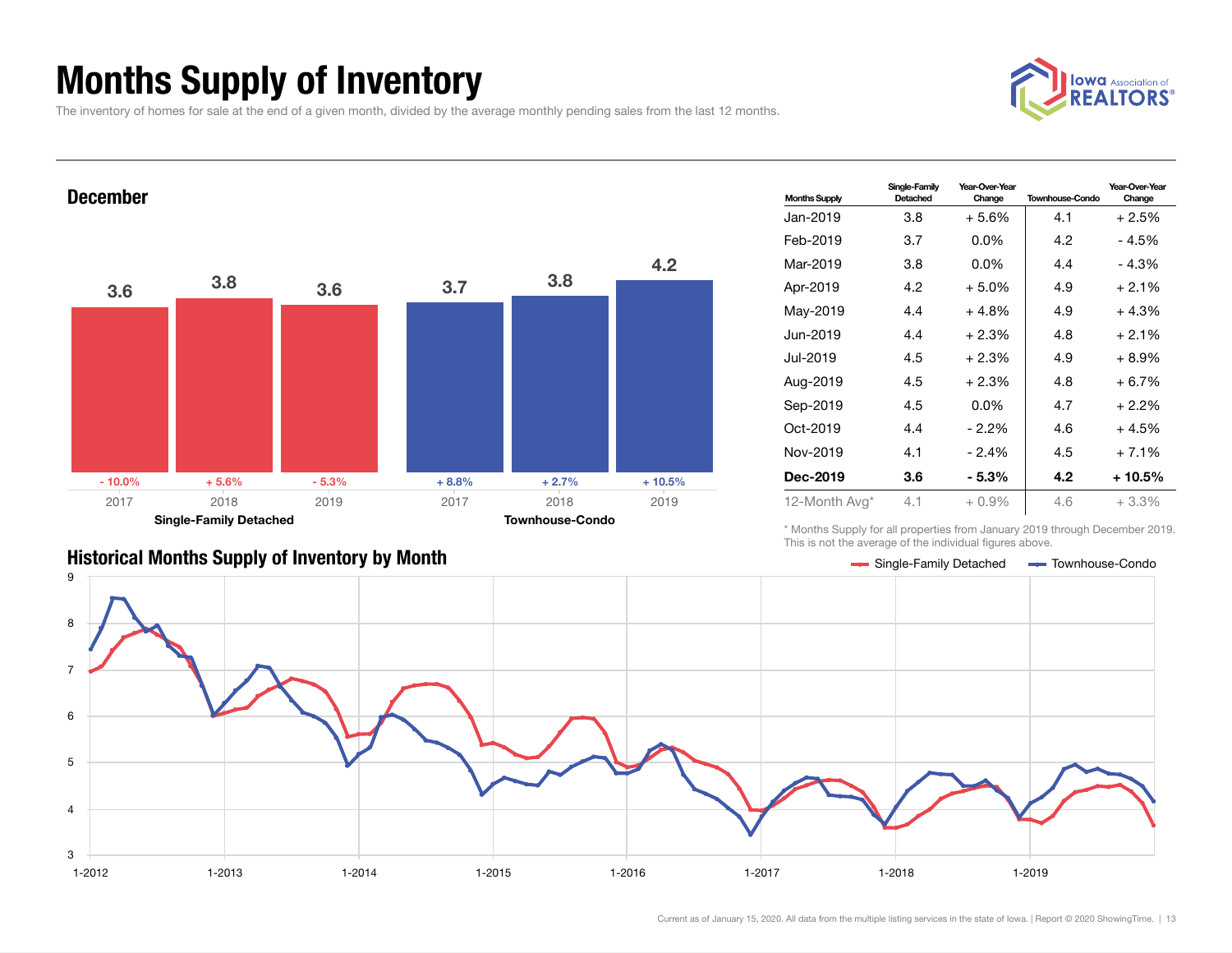# Months Supply of Inventory

The inventory of homes for sale at the end of a given month, divided by the average monthly pending sales from the last 12 months.

## December

| | 2017 | 2018 | 2019 |
|---|---|---|---|
| **Single-Family Detached** | 3.6 (- 10.0%) | 3.8 (+ 5.6%) | 3.6 (- 5.3%) |
| **Townhouse-Condo** | 3.7 (+ 8.8%) | 3.8 (+ 2.7%) | 4.2 (+ 10.5%) |

| Months Supply | Single-Family Detached | Year-Over-Year Change | Townhouse-Condo | Year-Over-Year Change |
|---|---|---|---|---|
| Jan-2019 | 3.8 | + 5.6% | 4.1 | + 2.5% |
| Feb-2019 | 3.7 | 0.0% | 4.2 | - 4.5% |
| Mar-2019 | 3.8 | 0.0% | 4.4 | - 4.3% |
| Apr-2019 | 4.2 | + 5.0% | 4.9 | + 2.1% |
| May-2019 | 4.4 | + 4.8% | 4.9 | + 4.3% |
| Jun-2019 | 4.4 | + 2.3% | 4.8 | + 2.1% |
| Jul-2019 | 4.5 | + 2.3% | 4.9 | + 8.9% |
| Aug-2019 | 4.5 | + 2.3% | 4.8 | + 6.7% |
| Sep-2019 | 4.5 | 0.0% | 4.7 | + 2.2% |
| Oct-2019 | 4.4 | - 2.2% | 4.6 | + 4.5% |
| Nov-2019 | 4.1 | - 2.4% | 4.5 | + 7.1% |
| **Dec-2019** | **3.6** | **- 5.3%** | **4.2** | **+ 10.5%** |
| 12-Month Avg* | 4.1 | + 0.9% | 4.6 | + 3.3% |

\* Months Supply for all properties from January 2019 through December 2019. This is not the average of the individual figures above.

## Historical Months Supply of Inventory by Month

Current as of January 15, 2020. All data from the multiple listing services in the state of Iowa. | Report © 2020 ShowingTime.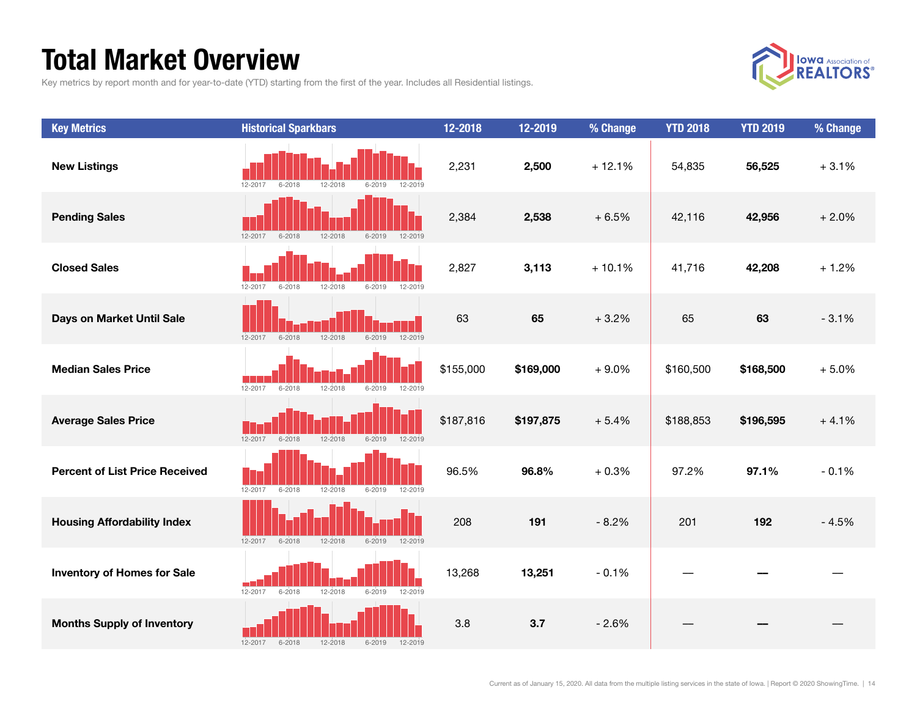# Total Market Overview

Key metrics by report month and for year-to-date (YTD) starting from the first of the year. Includes all Residential listings.

| Key Metrics | Historical Sparkbars | 12-2018 | 12-2019 | % Change | YTD 2018 | YTD 2019 | % Change |
|---|---|---|---|---|---|---|---|
| **New Listings** | 12-2017 6-2018 12-2018 6-2019 12-2019 | 2,231 | **2,500** | + 12.1% | 54,835 | **56,525** | + 3.1% |
| **Pending Sales** | 12-2017 6-2018 12-2018 6-2019 12-2019 | 2,384 | **2,538** | + 6.5% | 42,116 | **42,956** | + 2.0% |
| **Closed Sales** | 12-2017 6-2018 12-2018 6-2019 12-2019 | 2,827 | **3,113** | + 10.1% | 41,716 | **42,208** | + 1.2% |
| **Days on Market Until Sale** | 12-2017 6-2018 12-2018 6-2019 12-2019 | 63 | **65** | + 3.2% | 65 | **63** | - 3.1% |
| **Median Sales Price** | 12-2017 6-2018 12-2018 6-2019 12-2019 | $155,000 | **$169,000** | + 9.0% | $160,500 | **$168,500** | + 5.0% |
| **Average Sales Price** | 12-2017 6-2018 12-2018 6-2019 12-2019 | $187,816 | **$197,875** | + 5.4% | $188,853 | **$196,595** | + 4.1% |
| **Percent of List Price Received** | 12-2017 6-2018 12-2018 6-2019 12-2019 | 96.5% | **96.8%** | + 0.3% | 97.2% | **97.1%** | - 0.1% |
| **Housing Affordability Index** | 12-2017 6-2018 12-2018 6-2019 12-2019 | 208 | **191** | - 8.2% | 201 | **192** | - 4.5% |
| **Inventory of Homes for Sale** | 12-2017 6-2018 12-2018 6-2019 12-2019 | 13,268 | **13,251** | - 0.1% | — | **—** | — |
| **Months Supply of Inventory** | 12-2017 6-2018 12-2018 6-2019 12-2019 | 3.8 | **3.7** | - 2.6% | — | **—** | — |

Current as of January 15, 2020. All data from the multiple listing services in the state of Iowa. | Report © 2020 ShowingTime.